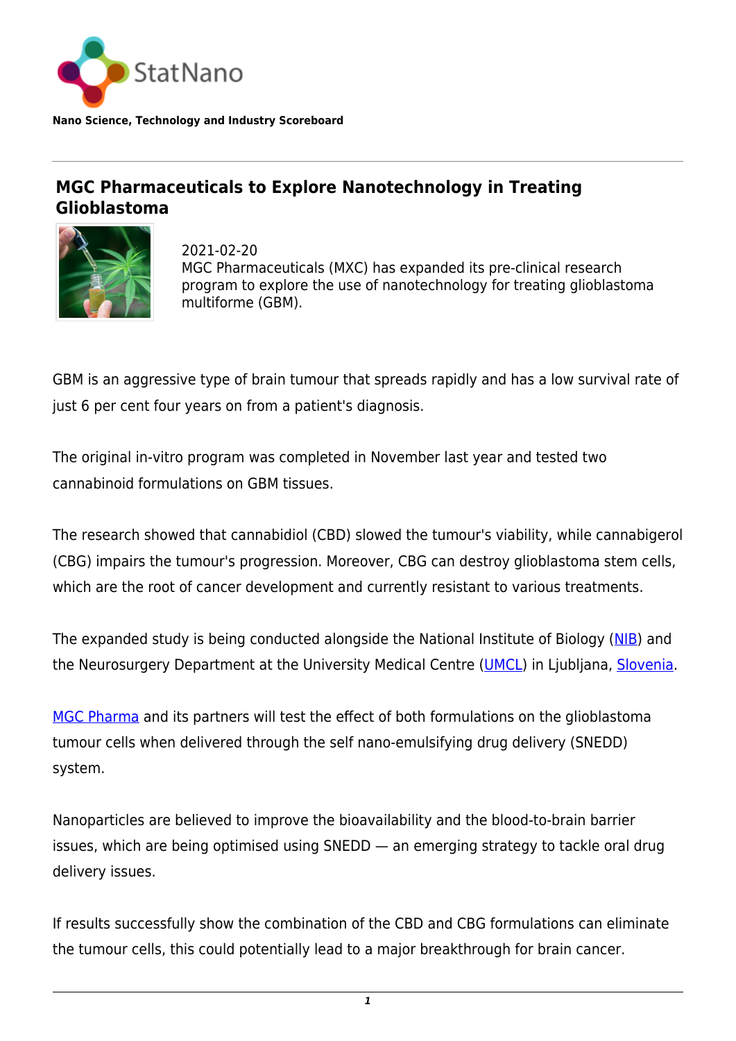StatNano

**Nano Science, Technology and Industry Scoreboard**

# MGC Pharmaceuticals to Explore Nanotechnology in Treating Glioblastoma

2021-02-20

MGC Pharmaceuticals (MXC) has expanded its pre-clinical research program to explore the use of nanotechnology for treating glioblastoma multiforme (GBM).

GBM is an aggressive type of brain tumour that spreads rapidly and has a low survival rate of just 6 per cent four years on from a patient's diagnosis.

The original in-vitro program was completed in November last year and tested two cannabinoid formulations on GBM tissues.

The research showed that cannabidiol (CBD) slowed the tumour's viability, while cannabigerol (CBG) impairs the tumour's progression. Moreover, CBG can destroy glioblastoma stem cells, which are the root of cancer development and currently resistant to various treatments.

The expanded study is being conducted alongside the National Institute of Biology (NIB) and the Neurosurgery Department at the University Medical Centre (UMCL) in Ljubljana, Slovenia.

MGC Pharma and its partners will test the effect of both formulations on the glioblastoma tumour cells when delivered through the self nano-emulsifying drug delivery (SNEDD) system.

Nanoparticles are believed to improve the bioavailability and the blood-to-brain barrier issues, which are being optimised using SNEDD — an emerging strategy to tackle oral drug delivery issues.

If results successfully show the combination of the CBD and CBG formulations can eliminate the tumour cells, this could potentially lead to a major breakthrough for brain cancer.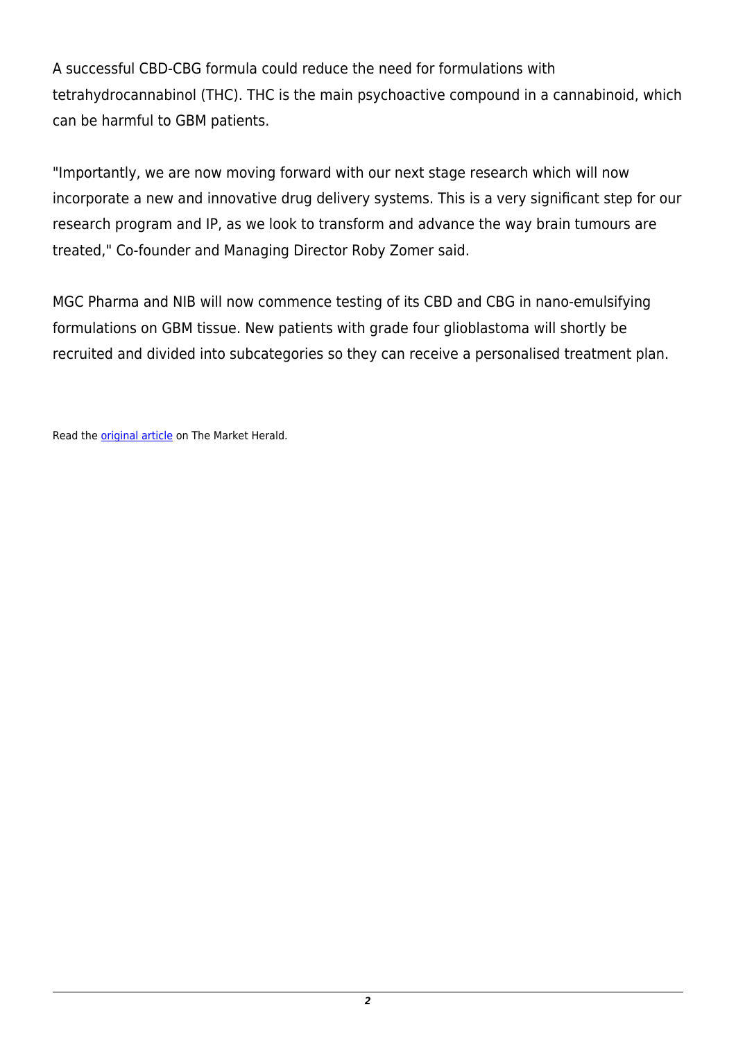A successful CBD-CBG formula could reduce the need for formulations with tetrahydrocannabinol (THC). THC is the main psychoactive compound in a cannabinoid, which can be harmful to GBM patients.

"Importantly, we are now moving forward with our next stage research which will now incorporate a new and innovative drug delivery systems. This is a very significant step for our research program and IP, as we look to transform and advance the way brain tumours are treated," Co-founder and Managing Director Roby Zomer said.

MGC Pharma and NIB will now commence testing of its CBD and CBG in nano-emulsifying formulations on GBM tissue. New patients with grade four glioblastoma will shortly be recruited and divided into subcategories so they can receive a personalised treatment plan.

Read the original article on The Market Herald.